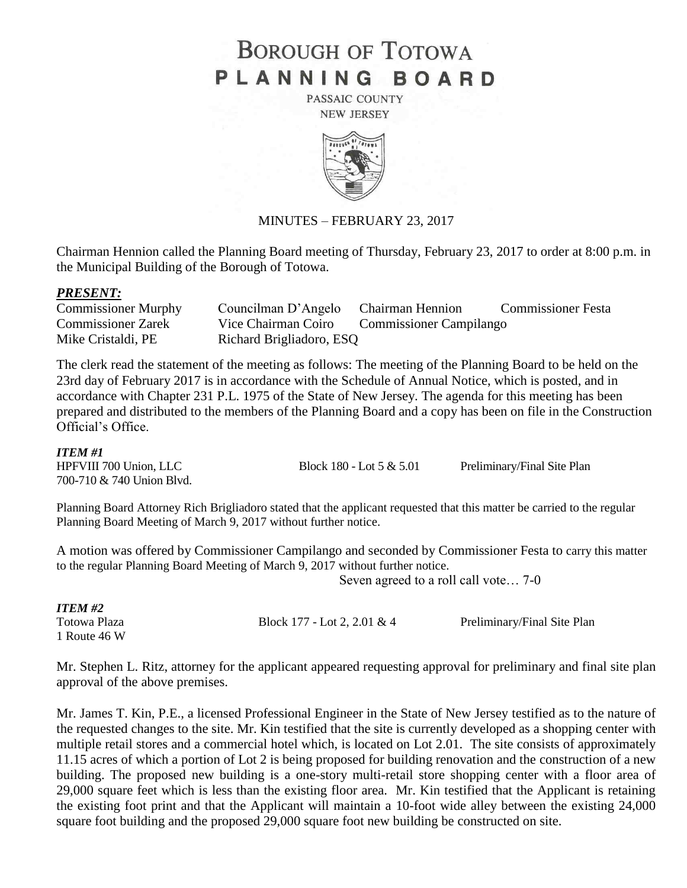# BOROUGH OF TOTOWA
# PLANNING BOARD

PASSAIC COUNTY
NEW JERSEY

MINUTES – FEBRUARY 23, 2017

Chairman Hennion called the Planning Board meeting of Thursday, February 23, 2017 to order at 8:00 p.m. in the Municipal Building of the Borough of Totowa.

***PRESENT:***

| | | | |
|---|---|---|---|
| Commissioner Murphy | Councilman D'Angelo | Chairman Hennion | Commissioner Festa |
| Commissioner Zarek | Vice Chairman Coiro | Commissioner Campilango | |
| Mike Cristaldi, PE | Richard Brigliadoro, ESQ | | |

The clerk read the statement of the meeting as follows: The meeting of the Planning Board to be held on the 23rd day of February 2017 is in accordance with the Schedule of Annual Notice, which is posted, and in accordance with Chapter 231 P.L. 1975 of the State of New Jersey. The agenda for this meeting has been prepared and distributed to the members of the Planning Board and a copy has been on file in the Construction Official's Office.

***ITEM #1***

HPFVIII 700 Union, LLC — Block 180 - Lot 5 & 5.01 — Preliminary/Final Site Plan
700-710 & 740 Union Blvd.

Planning Board Attorney Rich Brigliadoro stated that the applicant requested that this matter be carried to the regular Planning Board Meeting of March 9, 2017 without further notice.

A motion was offered by Commissioner Campilango and seconded by Commissioner Festa to carry this matter to the regular Planning Board Meeting of March 9, 2017 without further notice.

Seven agreed to a roll call vote… 7-0

***ITEM #2***

Totowa Plaza — Block 177 - Lot 2, 2.01 & 4 — Preliminary/Final Site Plan
1 Route 46 W

Mr. Stephen L. Ritz, attorney for the applicant appeared requesting approval for preliminary and final site plan approval of the above premises.

Mr. James T. Kin, P.E., a licensed Professional Engineer in the State of New Jersey testified as to the nature of the requested changes to the site. Mr. Kin testified that the site is currently developed as a shopping center with multiple retail stores and a commercial hotel which, is located on Lot 2.01. The site consists of approximately 11.15 acres of which a portion of Lot 2 is being proposed for building renovation and the construction of a new building. The proposed new building is a one-story multi-retail store shopping center with a floor area of 29,000 square feet which is less than the existing floor area. Mr. Kin testified that the Applicant is retaining the existing foot print and that the Applicant will maintain a 10-foot wide alley between the existing 24,000 square foot building and the proposed 29,000 square foot new building be constructed on site.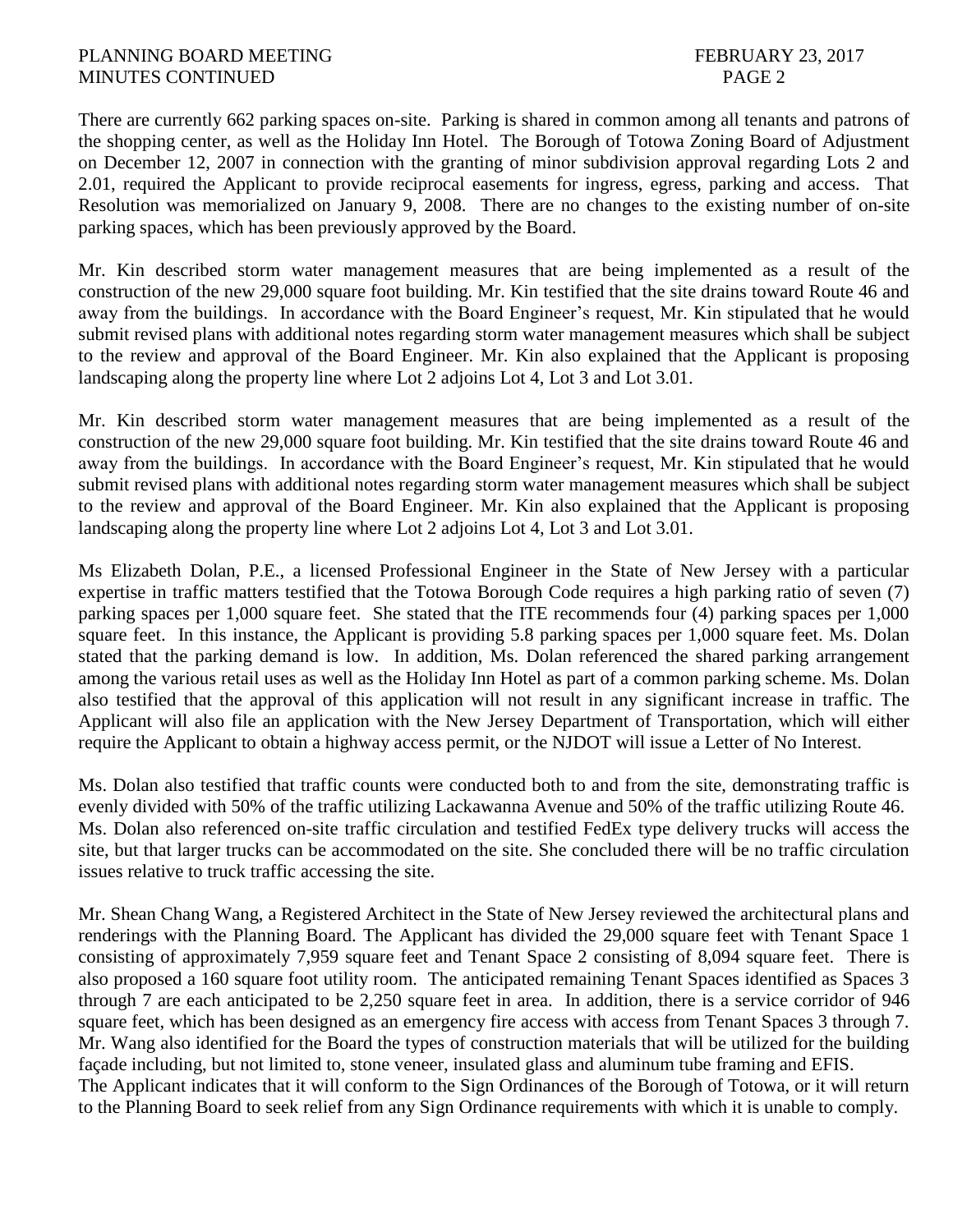There are currently 662 parking spaces on-site. Parking is shared in common among all tenants and patrons of the shopping center, as well as the Holiday Inn Hotel. The Borough of Totowa Zoning Board of Adjustment on December 12, 2007 in connection with the granting of minor subdivision approval regarding Lots 2 and 2.01, required the Applicant to provide reciprocal easements for ingress, egress, parking and access. That Resolution was memorialized on January 9, 2008. There are no changes to the existing number of on-site parking spaces, which has been previously approved by the Board.

Mr. Kin described storm water management measures that are being implemented as a result of the construction of the new 29,000 square foot building. Mr. Kin testified that the site drains toward Route 46 and away from the buildings. In accordance with the Board Engineer's request, Mr. Kin stipulated that he would submit revised plans with additional notes regarding storm water management measures which shall be subject to the review and approval of the Board Engineer. Mr. Kin also explained that the Applicant is proposing landscaping along the property line where Lot 2 adjoins Lot 4, Lot 3 and Lot 3.01.

Mr. Kin described storm water management measures that are being implemented as a result of the construction of the new 29,000 square foot building. Mr. Kin testified that the site drains toward Route 46 and away from the buildings. In accordance with the Board Engineer's request, Mr. Kin stipulated that he would submit revised plans with additional notes regarding storm water management measures which shall be subject to the review and approval of the Board Engineer. Mr. Kin also explained that the Applicant is proposing landscaping along the property line where Lot 2 adjoins Lot 4, Lot 3 and Lot 3.01.

Ms Elizabeth Dolan, P.E., a licensed Professional Engineer in the State of New Jersey with a particular expertise in traffic matters testified that the Totowa Borough Code requires a high parking ratio of seven (7) parking spaces per 1,000 square feet. She stated that the ITE recommends four (4) parking spaces per 1,000 square feet. In this instance, the Applicant is providing 5.8 parking spaces per 1,000 square feet. Ms. Dolan stated that the parking demand is low. In addition, Ms. Dolan referenced the shared parking arrangement among the various retail uses as well as the Holiday Inn Hotel as part of a common parking scheme. Ms. Dolan also testified that the approval of this application will not result in any significant increase in traffic. The Applicant will also file an application with the New Jersey Department of Transportation, which will either require the Applicant to obtain a highway access permit, or the NJDOT will issue a Letter of No Interest.

Ms. Dolan also testified that traffic counts were conducted both to and from the site, demonstrating traffic is evenly divided with 50% of the traffic utilizing Lackawanna Avenue and 50% of the traffic utilizing Route 46. Ms. Dolan also referenced on-site traffic circulation and testified FedEx type delivery trucks will access the site, but that larger trucks can be accommodated on the site. She concluded there will be no traffic circulation issues relative to truck traffic accessing the site.

Mr. Shean Chang Wang, a Registered Architect in the State of New Jersey reviewed the architectural plans and renderings with the Planning Board. The Applicant has divided the 29,000 square feet with Tenant Space 1 consisting of approximately 7,959 square feet and Tenant Space 2 consisting of 8,094 square feet. There is also proposed a 160 square foot utility room. The anticipated remaining Tenant Spaces identified as Spaces 3 through 7 are each anticipated to be 2,250 square feet in area. In addition, there is a service corridor of 946 square feet, which has been designed as an emergency fire access with access from Tenant Spaces 3 through 7. Mr. Wang also identified for the Board the types of construction materials that will be utilized for the building façade including, but not limited to, stone veneer, insulated glass and aluminum tube framing and EFIS.

The Applicant indicates that it will conform to the Sign Ordinances of the Borough of Totowa, or it will return to the Planning Board to seek relief from any Sign Ordinance requirements with which it is unable to comply.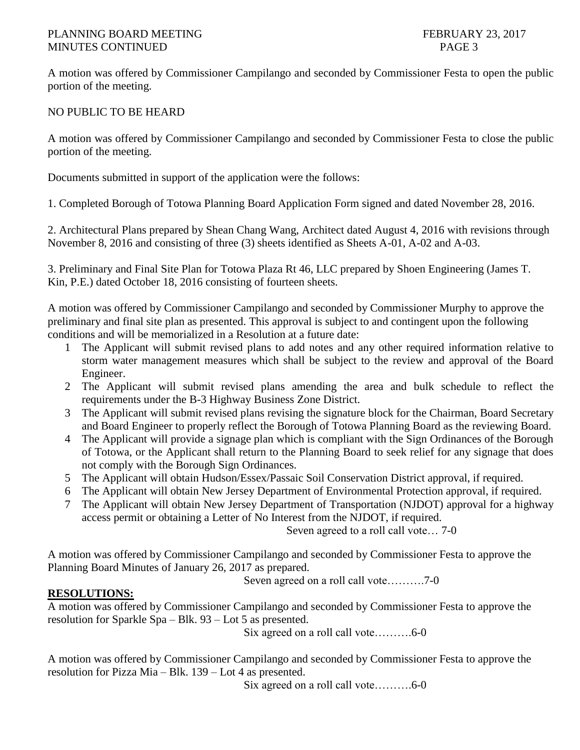A motion was offered by Commissioner Campilango and seconded by Commissioner Festa to open the public portion of the meeting.

NO PUBLIC TO BE HEARD

A motion was offered by Commissioner Campilango and seconded by Commissioner Festa to close the public portion of the meeting.

Documents submitted in support of the application were the follows:

1. Completed Borough of Totowa Planning Board Application Form signed and dated November 28, 2016.

2. Architectural Plans prepared by Shean Chang Wang, Architect dated August 4, 2016 with revisions through November 8, 2016 and consisting of three (3) sheets identified as Sheets A-01, A-02 and A-03.

3. Preliminary and Final Site Plan for Totowa Plaza Rt 46, LLC prepared by Shoen Engineering (James T. Kin, P.E.) dated October 18, 2016 consisting of fourteen sheets.

A motion was offered by Commissioner Campilango and seconded by Commissioner Murphy to approve the preliminary and final site plan as presented. This approval is subject to and contingent upon the following conditions and will be memorialized in a Resolution at a future date:

1. The Applicant will submit revised plans to add notes and any other required information relative to storm water management measures which shall be subject to the review and approval of the Board Engineer.
2. The Applicant will submit revised plans amending the area and bulk schedule to reflect the requirements under the B-3 Highway Business Zone District.
3. The Applicant will submit revised plans revising the signature block for the Chairman, Board Secretary and Board Engineer to properly reflect the Borough of Totowa Planning Board as the reviewing Board.
4. The Applicant will provide a signage plan which is compliant with the Sign Ordinances of the Borough of Totowa, or the Applicant shall return to the Planning Board to seek relief for any signage that does not comply with the Borough Sign Ordinances.
5. The Applicant will obtain Hudson/Essex/Passaic Soil Conservation District approval, if required.
6. The Applicant will obtain New Jersey Department of Environmental Protection approval, if required.
7. The Applicant will obtain New Jersey Department of Transportation (NJDOT) approval for a highway access permit or obtaining a Letter of No Interest from the NJDOT, if required.

Seven agreed to a roll call vote… 7-0

A motion was offered by Commissioner Campilango and seconded by Commissioner Festa to approve the Planning Board Minutes of January 26, 2017 as prepared.

Seven agreed on a roll call vote……….7-0

**RESOLUTIONS:**

A motion was offered by Commissioner Campilango and seconded by Commissioner Festa to approve the resolution for Sparkle Spa – Blk. 93 – Lot 5 as presented.

Six agreed on a roll call vote……….6-0

A motion was offered by Commissioner Campilango and seconded by Commissioner Festa to approve the resolution for Pizza Mia – Blk. 139 – Lot 4 as presented.

Six agreed on a roll call vote……….6-0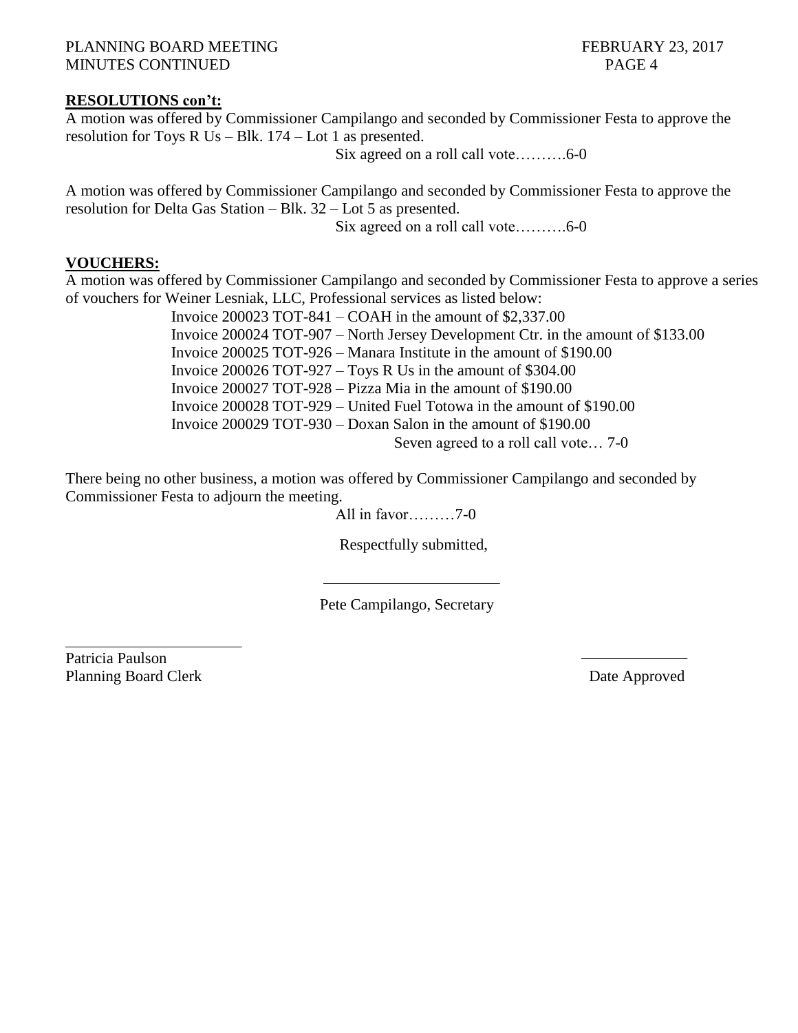**RESOLUTIONS con't:**

A motion was offered by Commissioner Campilango and seconded by Commissioner Festa to approve the resolution for Toys R Us – Blk. 174 – Lot 1 as presented.

Six agreed on a roll call vote……….6-0

A motion was offered by Commissioner Campilango and seconded by Commissioner Festa to approve the resolution for Delta Gas Station – Blk. 32 – Lot 5 as presented.

Six agreed on a roll call vote……….6-0

**VOUCHERS:**

A motion was offered by Commissioner Campilango and seconded by Commissioner Festa to approve a series of vouchers for Weiner Lesniak, LLC, Professional services as listed below:

Invoice 200023 TOT-841 – COAH in the amount of $2,337.00
Invoice 200024 TOT-907 – North Jersey Development Ctr. in the amount of $133.00
Invoice 200025 TOT-926 – Manara Institute in the amount of $190.00
Invoice 200026 TOT-927 – Toys R Us in the amount of $304.00
Invoice 200027 TOT-928 – Pizza Mia in the amount of $190.00
Invoice 200028 TOT-929 – United Fuel Totowa in the amount of $190.00
Invoice 200029 TOT-930 – Doxan Salon in the amount of $190.00

Seven agreed to a roll call vote… 7-0

There being no other business, a motion was offered by Commissioner Campilango and seconded by Commissioner Festa to adjourn the meeting.

All in favor………7-0

Respectfully submitted,

\_\_\_\_\_\_\_\_\_\_\_\_\_\_\_\_\_\_\_\_\_\_\_

Pete Campilango, Secretary

\_\_\_\_\_\_\_\_\_\_\_\_\_\_\_\_\_\_\_\_\_\_\_

Patricia Paulson
Planning Board Clerk

\_\_\_\_\_\_\_\_\_\_\_\_\_

Date Approved